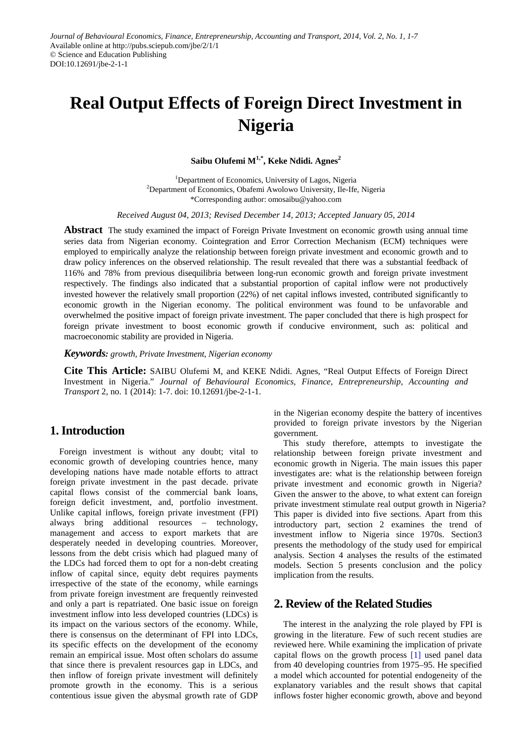*Journal of Behavioural Economics, Finance, Entrepreneurship, Accounting and Transport, 2014, Vol. 2, No. 1, 1-7*
Available online at http://pubs.sciepub.com/jbe/2/1/1
© Science and Education Publishing
DOI:10.12691/jbe-2-1-1

# Real Output Effects of Foreign Direct Investment in Nigeria

**Saibu Olufemi M[1,*], Keke Ndidi. Agnes[2]**

[1]Department of Economics, University of Lagos, Nigeria
[2]Department of Economics, Obafemi Awolowo University, Ile-Ife, Nigeria
*Corresponding author: omosaibu@yahoo.com

*Received August 04, 2013; Revised December 14, 2013; Accepted January 05, 2014*

**Abstract** The study examined the impact of Foreign Private Investment on economic growth using annual time series data from Nigerian economy. Cointegration and Error Correction Mechanism (ECM) techniques were employed to empirically analyze the relationship between foreign private investment and economic growth and to draw policy inferences on the observed relationship. The result revealed that there was a substantial feedback of 116% and 78% from previous disequilibria between long-run economic growth and foreign private investment respectively. The findings also indicated that a substantial proportion of capital inflow were not productively invested however the relatively small proportion (22%) of net capital inflows invested, contributed significantly to economic growth in the Nigerian economy. The political environment was found to be unfavorable and overwhelmed the positive impact of foreign private investment. The paper concluded that there is high prospect for foreign private investment to boost economic growth if conducive environment, such as: political and macroeconomic stability are provided in Nigeria.

***Keywords:*** *growth, Private Investment, Nigerian economy*

**Cite This Article:** SAIBU Olufemi M, and KEKE Ndidi. Agnes, "Real Output Effects of Foreign Direct Investment in Nigeria." *Journal of Behavioural Economics, Finance, Entrepreneurship, Accounting and Transport* 2, no. 1 (2014): 1-7. doi: 10.12691/jbe-2-1-1.

## 1. Introduction

Foreign investment is without any doubt; vital to economic growth of developing countries hence, many developing nations have made notable efforts to attract foreign private investment in the past decade. private capital flows consist of the commercial bank loans, foreign deficit investment, and, portfolio investment. Unlike capital inflows, foreign private investment (FPI) always bring additional resources – technology, management and access to export markets that are desperately needed in developing countries. Moreover, lessons from the debt crisis which had plagued many of the LDCs had forced them to opt for a non-debt creating inflow of capital since, equity debt requires payments irrespective of the state of the economy, while earnings from private foreign investment are frequently reinvested and only a part is repatriated. One basic issue on foreign investment inflow into less developed countries (LDCs) is its impact on the various sectors of the economy. While, there is consensus on the determinant of FPI into LDCs, its specific effects on the development of the economy remain an empirical issue. Most often scholars do assume that since there is prevalent resources gap in LDCs, and then inflow of foreign private investment will definitely promote growth in the economy. This is a serious contentious issue given the abysmal growth rate of GDP in the Nigerian economy despite the battery of incentives provided to foreign private investors by the Nigerian government.

This study therefore, attempts to investigate the relationship between foreign private investment and economic growth in Nigeria. The main issues this paper investigates are: what is the relationship between foreign private investment and economic growth in Nigeria? Given the answer to the above, to what extent can foreign private investment stimulate real output growth in Nigeria? This paper is divided into five sections. Apart from this introductory part, section 2 examines the trend of investment inflow to Nigeria since 1970s. Section3 presents the methodology of the study used for empirical analysis. Section 4 analyses the results of the estimated models. Section 5 presents conclusion and the policy implication from the results.

## 2. Review of the Related Studies

The interest in the analyzing the role played by FPI is growing in the literature. Few of such recent studies are reviewed here. While examining the implication of private capital flows on the growth process [1] used panel data from 40 developing countries from 1975–95. He specified a model which accounted for potential endogeneity of the explanatory variables and the result shows that capital inflows foster higher economic growth, above and beyond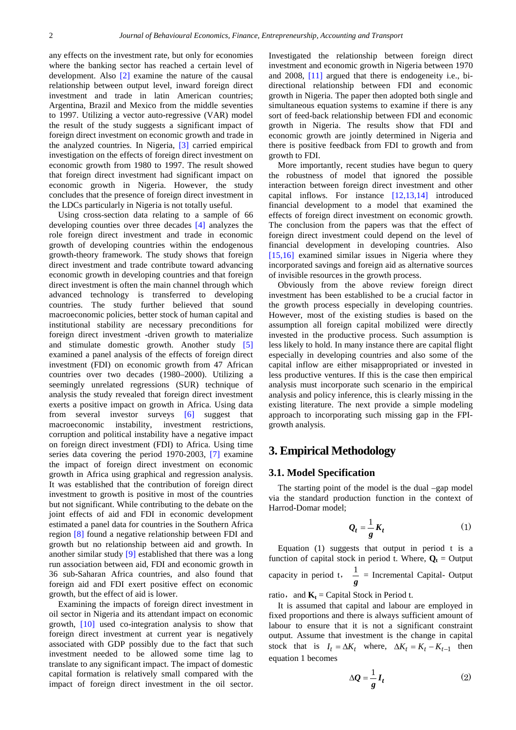any effects on the investment rate, but only for economies where the banking sector has reached a certain level of development. Also [2] examine the nature of the causal relationship between output level, inward foreign direct investment and trade in latin American countries; Argentina, Brazil and Mexico from the middle seventies to 1997. Utilizing a vector auto-regressive (VAR) model the result of the study suggests a significant impact of foreign direct investment on economic growth and trade in the analyzed countries. In Nigeria, [3] carried empirical investigation on the effects of foreign direct investment on economic growth from 1980 to 1997. The result showed that foreign direct investment had significant impact on economic growth in Nigeria. However, the study concludes that the presence of foreign direct investment in the LDCs particularly in Nigeria is not totally useful.

Using cross-section data relating to a sample of 66 developing counties over three decades [4] analyzes the role foreign direct investment and trade in economic growth of developing countries within the endogenous growth-theory framework. The study shows that foreign direct investment and trade contribute toward advancing economic growth in developing countries and that foreign direct investment is often the main channel through which advanced technology is transferred to developing countries. The study further believed that sound macroeconomic policies, better stock of human capital and institutional stability are necessary preconditions for foreign direct investment -driven growth to materialize and stimulate domestic growth. Another study [5] examined a panel analysis of the effects of foreign direct investment (FDI) on economic growth from 47 African countries over two decades (1980–2000). Utilizing a seemingly unrelated regressions (SUR) technique of analysis the study revealed that foreign direct investment exerts a positive impact on growth in Africa. Using data from several investor surveys [6] suggest that macroeconomic instability, investment restrictions, corruption and political instability have a negative impact on foreign direct investment (FDI) to Africa. Using time series data covering the period 1970-2003, [7] examine the impact of foreign direct investment on economic growth in Africa using graphical and regression analysis. It was established that the contribution of foreign direct investment to growth is positive in most of the countries but not significant. While contributing to the debate on the joint effects of aid and FDI in economic development estimated a panel data for countries in the Southern Africa region [8] found a negative relationship between FDI and growth but no relationship between aid and growth. In another similar study [9] established that there was a long run association between aid, FDI and economic growth in 36 sub-Saharan Africa countries, and also found that foreign aid and FDI exert positive effect on economic growth, but the effect of aid is lower.

Examining the impacts of foreign direct investment in oil sector in Nigeria and its attendant impact on economic growth, [10] used co-integration analysis to show that foreign direct investment at current year is negatively associated with GDP possibly due to the fact that such investment needed to be allowed some time lag to translate to any significant impact. The impact of domestic capital formation is relatively small compared with the impact of foreign direct investment in the oil sector. Investigated the relationship between foreign direct investment and economic growth in Nigeria between 1970 and 2008, [11] argued that there is endogeneity i.e., bi-directional relationship between FDI and economic growth in Nigeria. The paper then adopted both single and simultaneous equation systems to examine if there is any sort of feed-back relationship between FDI and economic growth in Nigeria. The results show that FDI and economic growth are jointly determined in Nigeria and there is positive feedback from FDI to growth and from growth to FDI.

More importantly, recent studies have begun to query the robustness of model that ignored the possible interaction between foreign direct investment and other capital inflows. For instance [12,13,14] introduced financial development to a model that examined the effects of foreign direct investment on economic growth. The conclusion from the papers was that the effect of foreign direct investment could depend on the level of financial development in developing countries. Also [15,16] examined similar issues in Nigeria where they incorporated savings and foreign aid as alternative sources of invisible resources in the growth process.

Obviously from the above review foreign direct investment has been established to be a crucial factor in the growth process especially in developing countries. However, most of the existing studies is based on the assumption all foreign capital mobilized were directly invested in the productive process. Such assumption is less likely to hold. In many instance there are capital flight especially in developing countries and also some of the capital inflow are either misappropriated or invested in less productive ventures. If this is the case then empirical analysis must incorporate such scenario in the empirical analysis and policy inference, this is clearly missing in the existing literature. The next provide a simple modeling approach to incorporating such missing gap in the FPI-growth analysis.

## 3. Empirical Methodology

### 3.1. Model Specification

The starting point of the model is the dual –gap model via the standard production function in the context of Harrod-Domar model;

$$\boldsymbol{Q_t} = \frac{1}{\boldsymbol{g}}\boldsymbol{K_t} \tag{1}$$

Equation (1) suggests that output in period t is a function of capital stock in period t. Where, $\mathbf{Q_t}$ = Output capacity in period t, $\frac{1}{\boldsymbol{g}}$ = Incremental Capital- Output ratio, and $\mathbf{K_t}$ = Capital Stock in Period t.

It is assumed that capital and labour are employed in fixed proportions and there is always sufficient amount of labour to ensure that it is not a significant constraint output. Assume that investment is the change in capital stock that is $I_t = \Delta K_t$ where, $\Delta K_t = K_t - K_{t-1}$ then equation 1 becomes

$$\Delta \boldsymbol{Q} = \frac{1}{\boldsymbol{g}}\boldsymbol{I_t} \tag{2}$$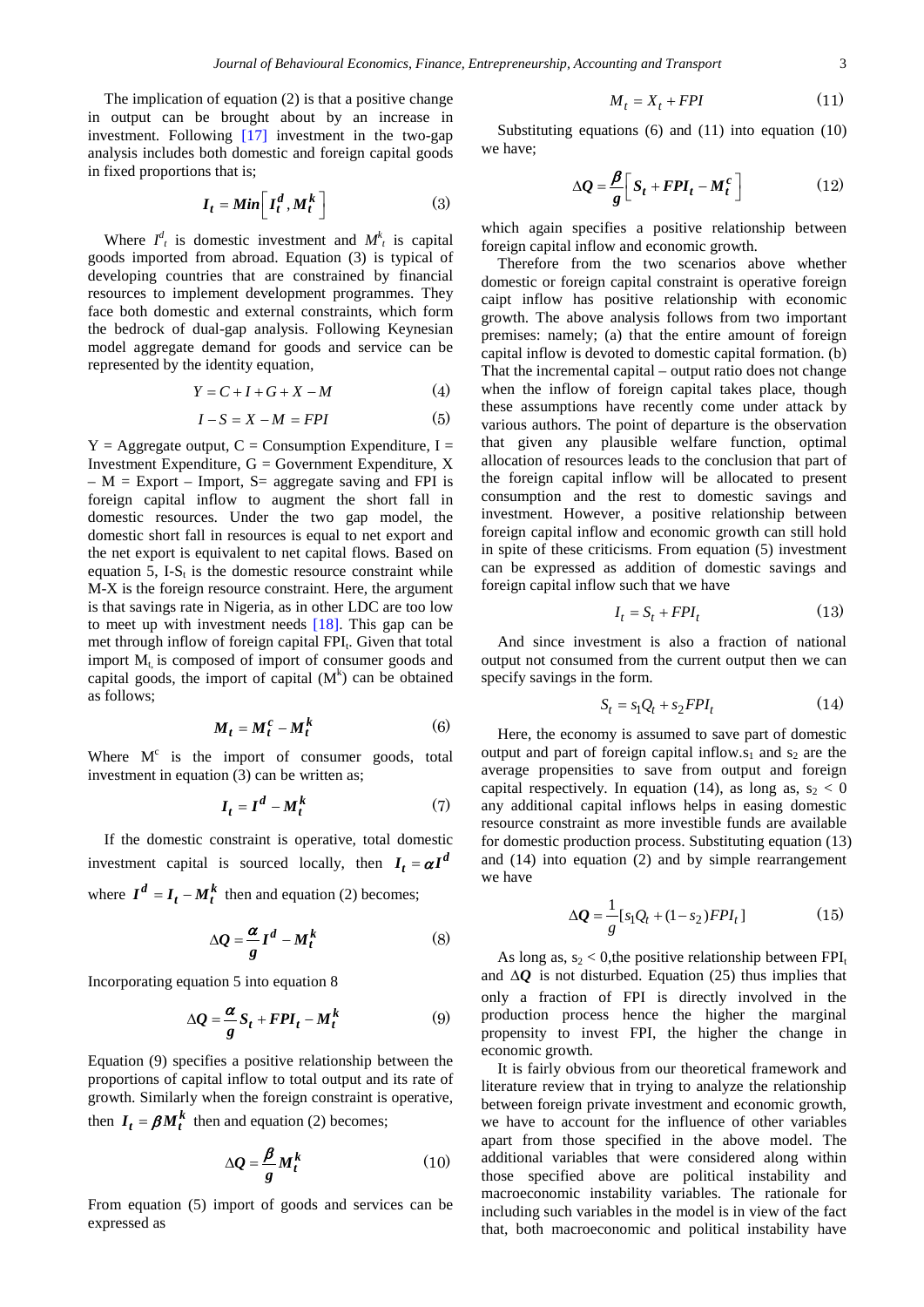The implication of equation (2) is that a positive change in output can be brought about by an increase in investment. Following [17] investment in the two-gap analysis includes both domestic and foreign capital goods in fixed proportions that is;

$$I_t = Min\left[I_t^d, M_t^k\right] \tag{3}$$

Where $I^d_t$ is domestic investment and $M^k_t$ is capital goods imported from abroad. Equation (3) is typical of developing countries that are constrained by financial resources to implement development programmes. They face both domestic and external constraints, which form the bedrock of dual-gap analysis. Following Keynesian model aggregate demand for goods and service can be represented by the identity equation,

$$Y = C + I + G + X - M \tag{4}$$

$$I - S = X - M = FPI \tag{5}$$

Y = Aggregate output, C = Consumption Expenditure, I = Investment Expenditure, G = Government Expenditure, X – M = Export – Import, S= aggregate saving and FPI is foreign capital inflow to augment the short fall in domestic resources. Under the two gap model, the domestic short fall in resources is equal to net export and the net export is equivalent to net capital flows. Based on equation 5, I-$S_t$ is the domestic resource constraint while M-X is the foreign resource constraint. Here, the argument is that savings rate in Nigeria, as in other LDC are too low to meet up with investment needs [18]. This gap can be met through inflow of foreign capital $FPI_t$. Given that total import $M_t$, is composed of import of consumer goods and capital goods, the import of capital ($M^k$) can be obtained as follows;

$$M_t = M_t^c - M_t^k \tag{6}$$

Where $M^c$ is the import of consumer goods, total investment in equation (3) can be written as;

$$I_t = I^d - M_t^k \tag{7}$$

If the domestic constraint is operative, total domestic investment capital is sourced locally, then $I_t = \alpha I^d$ where $I^d = I_t - M_t^k$ then and equation (2) becomes;

$$\Delta Q = \frac{\alpha}{g} I^d - M_t^k \tag{8}$$

Incorporating equation 5 into equation 8

$$\Delta Q = \frac{\alpha}{g} S_t + FPI_t - M_t^k \tag{9}$$

Equation (9) specifies a positive relationship between the proportions of capital inflow to total output and its rate of growth. Similarly when the foreign constraint is operative, then $I_t = \beta M_t^k$ then and equation (2) becomes;

$$\Delta Q = \frac{\beta}{g} M_t^k \tag{10}$$

From equation (5) import of goods and services can be expressed as

$$M_t = X_t + FPI \tag{11}$$

Substituting equations (6) and (11) into equation (10) we have;

$$\Delta Q = \frac{\beta}{g}\left[S_t + FPI_t - M_t^c\right] \tag{12}$$

which again specifies a positive relationship between foreign capital inflow and economic growth.

Therefore from the two scenarios above whether domestic or foreign capital constraint is operative foreign caipt inflow has positive relationship with economic growth. The above analysis follows from two important premises: namely; (a) that the entire amount of foreign capital inflow is devoted to domestic capital formation. (b) That the incremental capital – output ratio does not change when the inflow of foreign capital takes place, though these assumptions have recently come under attack by various authors. The point of departure is the observation that given any plausible welfare function, optimal allocation of resources leads to the conclusion that part of the foreign capital inflow will be allocated to present consumption and the rest to domestic savings and investment. However, a positive relationship between foreign capital inflow and economic growth can still hold in spite of these criticisms. From equation (5) investment can be expressed as addition of domestic savings and foreign capital inflow such that we have

$$I_t = S_t + FPI_t \tag{13}$$

And since investment is also a fraction of national output not consumed from the current output then we can specify savings in the form.

$$S_t = s_1 Q_t + s_2 FPI_t \tag{14}$$

Here, the economy is assumed to save part of domestic output and part of foreign capital inflow.$s_1$ and $s_2$ are the average propensities to save from output and foreign capital respectively. In equation (14), as long as, $s_2 < 0$ any additional capital inflows helps in easing domestic resource constraint as more investible funds are available for domestic production process. Substituting equation (13) and (14) into equation (2) and by simple rearrangement we have

$$\Delta Q = \frac{1}{g}[s_1 Q_t + (1 - s_2) FPI_t] \tag{15}$$

As long as, $s_2 < 0$,the positive relationship between $FPI_t$ and $\Delta Q$ is not disturbed. Equation (25) thus implies that only a fraction of FPI is directly involved in the production process hence the higher the marginal propensity to invest FPI, the higher the change in economic growth.

It is fairly obvious from our theoretical framework and literature review that in trying to analyze the relationship between foreign private investment and economic growth, we have to account for the influence of other variables apart from those specified in the above model. The additional variables that were considered along within those specified above are political instability and macroeconomic instability variables. The rationale for including such variables in the model is in view of the fact that, both macroeconomic and political instability have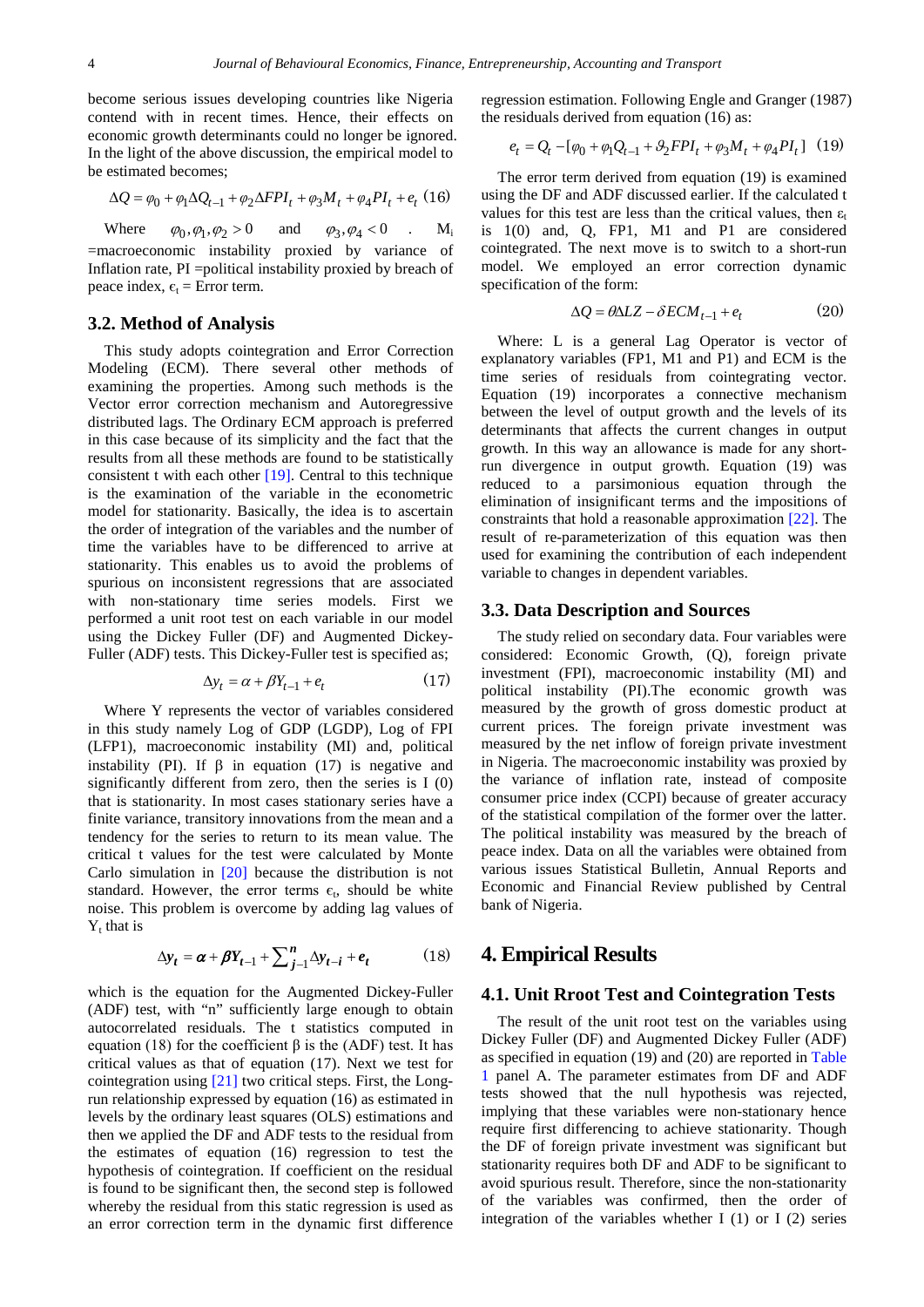become serious issues developing countries like Nigeria contend with in recent times. Hence, their effects on economic growth determinants could no longer be ignored. In the light of the above discussion, the empirical model to be estimated becomes;

$$\Delta Q = \varphi_0 + \varphi_1 \Delta Q_{t-1} + \varphi_2 \Delta FPI_t + \varphi_3 M_t + \varphi_4 PI_t + e_t \quad (16)$$

Where $\varphi_0, \varphi_1, \varphi_2 > 0$ and $\varphi_3, \varphi_4 < 0$ . $M_i$ =macroeconomic instability proxied by variance of Inflation rate, PI =political instability proxied by breach of peace index, $\epsilon_t$ = Error term.

### 3.2. Method of Analysis

This study adopts cointegration and Error Correction Modeling (ECM). There several other methods of examining the properties. Among such methods is the Vector error correction mechanism and Autoregressive distributed lags. The Ordinary ECM approach is preferred in this case because of its simplicity and the fact that the results from all these methods are found to be statistically consistent t with each other [19]. Central to this technique is the examination of the variable in the econometric model for stationarity. Basically, the idea is to ascertain the order of integration of the variables and the number of time the variables have to be differenced to arrive at stationarity. This enables us to avoid the problems of spurious on inconsistent regressions that are associated with non-stationary time series models. First we performed a unit root test on each variable in our model using the Dickey Fuller (DF) and Augmented Dickey-Fuller (ADF) tests. This Dickey-Fuller test is specified as;

$$\Delta y_t = \alpha + \beta Y_{t-1} + e_t \quad (17)$$

Where Y represents the vector of variables considered in this study namely Log of GDP (LGDP), Log of FPI (LFP1), macroeconomic instability (MI) and, political instability (PI). If β in equation (17) is negative and significantly different from zero, then the series is I (0) that is stationarity. In most cases stationary series have a finite variance, transitory innovations from the mean and a tendency for the series to return to its mean value. The critical t values for the test were calculated by Monte Carlo simulation in [20] because the distribution is not standard. However, the error terms $\epsilon_t$, should be white noise. This problem is overcome by adding lag values of $Y_t$ that is

$$\Delta \boldsymbol{y_t} = \boldsymbol{\alpha} + \boldsymbol{\beta Y_{t-1}} + \sum\nolimits_{j-1}^{n} \Delta \boldsymbol{y_{t-i}} + \boldsymbol{e_t} \quad (18)$$

which is the equation for the Augmented Dickey-Fuller (ADF) test, with "n" sufficiently large enough to obtain autocorrelated residuals. The t statistics computed in equation (18) for the coefficient β is the (ADF) test. It has critical values as that of equation (17). Next we test for cointegration using [21] two critical steps. First, the Long-run relationship expressed by equation (16) as estimated in levels by the ordinary least squares (OLS) estimations and then we applied the DF and ADF tests to the residual from the estimates of equation (16) regression to test the hypothesis of cointegration. If coefficient on the residual is found to be significant then, the second step is followed whereby the residual from this static regression is used as an error correction term in the dynamic first difference regression estimation. Following Engle and Granger (1987) the residuals derived from equation (16) as:

$$e_t = Q_t - [\varphi_0 + \varphi_1 Q_{t-1} + \vartheta_2 FPI_t + \varphi_3 M_t + \varphi_4 PI_t] \quad (19)$$

The error term derived from equation (19) is examined using the DF and ADF discussed earlier. If the calculated t values for this test are less than the critical values, then $\varepsilon_t$ is 1(0) and, Q, FP1, M1 and P1 are considered cointegrated. The next move is to switch to a short-run model. We employed an error correction dynamic specification of the form:

$$\Delta Q = \theta \Delta LZ - \delta ECM_{t-1} + e_t \quad (20)$$

Where: L is a general Lag Operator is vector of explanatory variables (FP1, M1 and P1) and ECM is the time series of residuals from cointegrating vector. Equation (19) incorporates a connective mechanism between the level of output growth and the levels of its determinants that affects the current changes in output growth. In this way an allowance is made for any short-run divergence in output growth. Equation (19) was reduced to a parsimonious equation through the elimination of insignificant terms and the impositions of constraints that hold a reasonable approximation [22]. The result of re-parameterization of this equation was then used for examining the contribution of each independent variable to changes in dependent variables.

### 3.3. Data Description and Sources

The study relied on secondary data. Four variables were considered: Economic Growth, (Q), foreign private investment (FPI), macroeconomic instability (MI) and political instability (PI).The economic growth was measured by the growth of gross domestic product at current prices. The foreign private investment was measured by the net inflow of foreign private investment in Nigeria. The macroeconomic instability was proxied by the variance of inflation rate, instead of composite consumer price index (CCPI) because of greater accuracy of the statistical compilation of the former over the latter. The political instability was measured by the breach of peace index. Data on all the variables were obtained from various issues Statistical Bulletin, Annual Reports and Economic and Financial Review published by Central bank of Nigeria.

## 4. Empirical Results

### 4.1. Unit Rroot Test and Cointegration Tests

The result of the unit root test on the variables using Dickey Fuller (DF) and Augmented Dickey Fuller (ADF) as specified in equation (19) and (20) are reported in Table 1 panel A. The parameter estimates from DF and ADF tests showed that the null hypothesis was rejected, implying that these variables were non-stationary hence require first differencing to achieve stationarity. Though the DF of foreign private investment was significant but stationarity requires both DF and ADF to be significant to avoid spurious result. Therefore, since the non-stationarity of the variables was confirmed, then the order of integration of the variables whether I (1) or I (2) series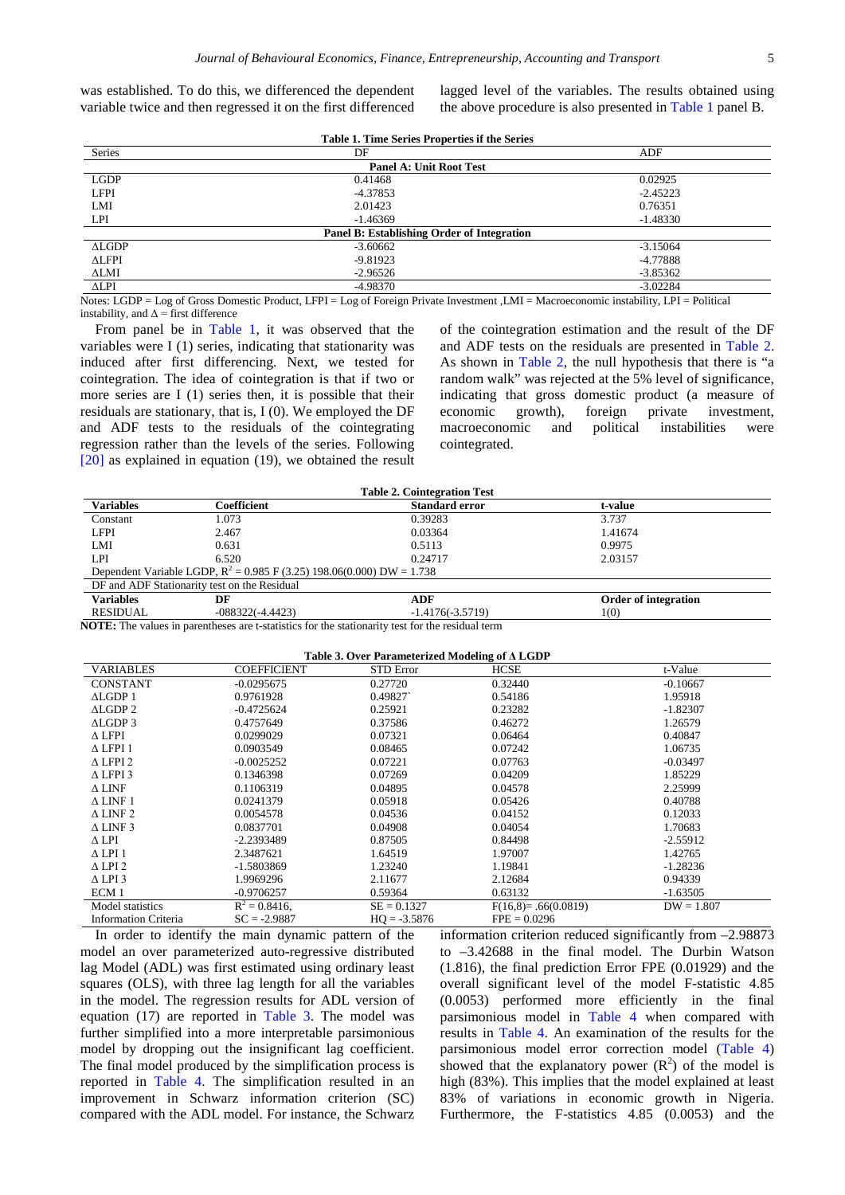was established. To do this, we differenced the dependent variable twice and then regressed it on the first differenced lagged level of the variables. The results obtained using the above procedure is also presented in Table 1 panel B.

**Table 1. Time Series Properties if the Series**

| Series | DF | ADF |
|---|---|---|
| **Panel A: Unit Root Test** | | |
| LGDP | 0.41468 | 0.02925 |
| LFPI | -4.37853 | -2.45223 |
| LMI | 2.01423 | 0.76351 |
| LPI | -1.46369 | -1.48330 |
| **Panel B: Establishing Order of Integration** | | |
| ΔLGDP | -3.60662 | -3.15064 |
| ΔLFPI | -9.81923 | -4.77888 |
| ΔLMI | -2.96526 | -3.85362 |
| ΔLPI | -4.98370 | -3.02284 |

Notes: LGDP = Log of Gross Domestic Product, LFPI = Log of Foreign Private Investment ,LMI = Macroeconomic instability, LPI = Political instability, and Δ = first difference

From panel be in Table 1, it was observed that the variables were I (1) series, indicating that stationarity was induced after first differencing. Next, we tested for cointegration. The idea of cointegration is that if two or more series are I (1) series then, it is possible that their residuals are stationary, that is, I (0). We employed the DF and ADF tests to the residuals of the cointegrating regression rather than the levels of the series. Following [20] as explained in equation (19), we obtained the result of the cointegration estimation and the result of the DF and ADF tests on the residuals are presented in Table 2. As shown in Table 2, the null hypothesis that there is "a random walk" was rejected at the 5% level of significance, indicating that gross domestic product (a measure of economic growth), foreign private investment, macroeconomic and political instabilities were cointegrated.

**Table 2. Cointegration Test**

| Variables | Coefficient | Standard error | t-value |
|---|---|---|---|
| Constant | 1.073 | 0.39283 | 3.737 |
| LFPI | 2.467 | 0.03364 | 1.41674 |
| LMI | 0.631 | 0.5113 | 0.9975 |
| LPI | 6.520 | 0.24717 | 2.03157 |
| Dependent Variable LGDP, $R^2$ = 0.985 F (3.25) 198.06(0.000) DW = 1.738 | | | |
| DF and ADF Stationarity test on the Residual | | | |
| **Variables** | **DF** | **ADF** | **Order of integration** |
| RESIDUAL | -088322(-4.4423) | -1.4176(-3.5719) | 1(0) |

**NOTE:** The values in parentheses are t-statistics for the stationarity test for the residual term

**Table 3. Over Parameterized Modeling of Δ LGDP**

| VARIABLES | COEFFICIENT | STD Error | HCSE | t-Value |
|---|---|---|---|---|
| CONSTANT | -0.0295675 | 0.27720 | 0.32440 | -0.10667 |
| ΔLGDP 1 | 0.9761928 | 0.49827` | 0.54186 | 1.95918 |
| ΔLGDP 2 | -0.4725624 | 0.25921 | 0.23282 | -1.82307 |
| ΔLGDP 3 | 0.4757649 | 0.37586 | 0.46272 | 1.26579 |
| Δ LFPI | 0.0299029 | 0.07321 | 0.06464 | 0.40847 |
| Δ LFPI 1 | 0.0903549 | 0.08465 | 0.07242 | 1.06735 |
| Δ LFPI 2 | -0.0025252 | 0.07221 | 0.07763 | -0.03497 |
| Δ LFPI 3 | 0.1346398 | 0.07269 | 0.04209 | 1.85229 |
| Δ LINF | 0.1106319 | 0.04895 | 0.04578 | 2.25999 |
| Δ LINF 1 | 0.0241379 | 0.05918 | 0.05426 | 0.40788 |
| Δ LINF 2 | 0.0054578 | 0.04536 | 0.04152 | 0.12033 |
| Δ LINF 3 | 0.0837701 | 0.04908 | 0.04054 | 1.70683 |
| Δ LPI | -2.2393489 | 0.87505 | 0.84498 | -2.55912 |
| Δ LPI 1 | 2.3487621 | 1.64519 | 1.97007 | 1.42765 |
| Δ LPI 2 | -1.5803869 | 1.23240 | 1.19841 | -1.28236 |
| Δ LPI 3 | 1.9969296 | 2.11677 | 2.12684 | 0.94339 |
| ECM 1 | -0.9706257 | 0.59364 | 0.63132 | -1.63505 |
| Model statistics | $R^2$ = 0.8416, | SE = 0.1327 | F(16,8)= .66(0.0819) | DW = 1.807 |
| Information Criteria | SC = -2.9887 | HQ = -3.5876 | FPE = 0.0296 | |

In order to identify the main dynamic pattern of the model an over parameterized auto-regressive distributed lag Model (ADL) was first estimated using ordinary least squares (OLS), with three lag length for all the variables in the model. The regression results for ADL version of equation (17) are reported in Table 3. The model was further simplified into a more interpretable parsimonious model by dropping out the insignificant lag coefficient. The final model produced by the simplification process is reported in Table 4. The simplification resulted in an improvement in Schwarz information criterion (SC) compared with the ADL model. For instance, the Schwarz information criterion reduced significantly from –2.98873 to –3.42688 in the final model. The Durbin Watson (1.816), the final prediction Error FPE (0.01929) and the overall significant level of the model F-statistic 4.85 (0.0053) performed more efficiently in the final parsimonious model in Table 4 when compared with results in Table 4. An examination of the results for the parsimonious model error correction model (Table 4) showed that the explanatory power ($R^2$) of the model is high (83%). This implies that the model explained at least 83% of variations in economic growth in Nigeria. Furthermore, the F-statistics 4.85 (0.0053) and the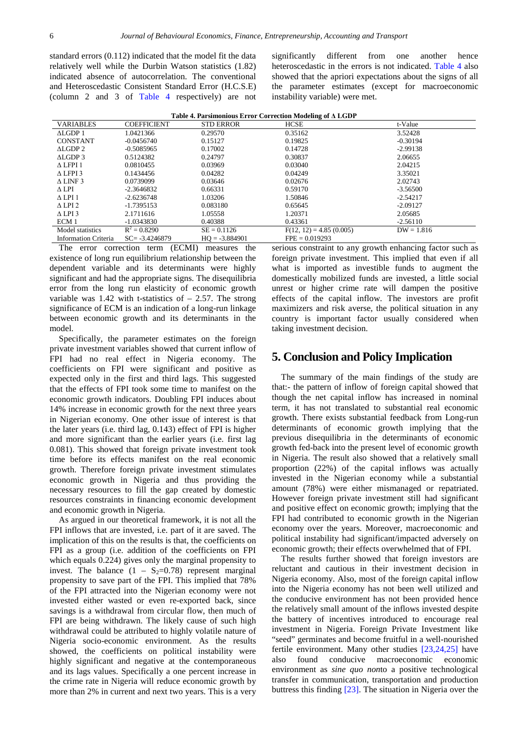standard errors (0.112) indicated that the model fit the data relatively well while the Durbin Watson statistics (1.82) indicated absence of autocorrelation. The conventional and Heteroscedastic Consistent Standard Error (H.C.S.E) (column 2 and 3 of Table 4 respectively) are not significantly different from one another hence heteroscedastic in the errors is not indicated. Table 4 also showed that the apriori expectations about the signs of all the parameter estimates (except for macroeconomic instability variable) were met.

**Table 4. Parsimonious Error Correction Modeling of Δ LGDP**

| VARIABLES | COEFFICIENT | STD ERROR | HCSE | t-Value |
|---|---|---|---|---|
| ΔLGDP 1 | 1.0421366 | 0.29570 | 0.35162 | 3.52428 |
| CONSTANT | -0.0456740 | 0.15127 | 0.19825 | -0.30194 |
| ΔLGDP 2 | -0.5085965 | 0.17002 | 0.14728 | -2.99138 |
| ΔLGDP 3 | 0.5124382 | 0.24797 | 0.30837 | 2.06655 |
| Δ LFPI 1 | 0.0810455 | 0.03969 | 0.03040 | 2.04215 |
| Δ LFPI 3 | 0.1434456 | 0.04282 | 0.04249 | 3.35021 |
| Δ LINF 3 | 0.0739099 | 0.03646 | 0.02676 | 2.02743 |
| Δ LPI | -2.3646832 | 0.66331 | 0.59170 | -3.56500 |
| Δ LPI 1 | -2.6236748 | 1.03206 | 1.50846 | -2.54217 |
| Δ LPI 2 | -1.7395153 | 0.083180 | 0.65645 | -2.09127 |
| Δ LPI 3 | 2.1711616 | 1.05558 | 1.20371 | 2.05685 |
| ECM 1 | -1.0343830 | 0.40388 | 0.43361 | -2.56110 |
| Model statistics | $R^2 = 0.8290$ | SE = 0.1126 | F(12, 12) = 4.85 (0.005) | DW = 1.816 |
| Information Criteria | SC= -3.4246879 | HQ = -3.884901 | FPE = 0.019293 | |

The error correction term (ECMI) measures the existence of long run equilibrium relationship between the dependent variable and its determinants were highly significant and had the appropriate signs. The disequilibria error from the long run elasticity of economic growth variable was 1.42 with t-statistics of – 2.57. The strong significance of ECM is an indication of a long-run linkage between economic growth and its determinants in the model.

Specifically, the parameter estimates on the foreign private investment variables showed that current inflow of FPI had no real effect in Nigeria economy. The coefficients on FPI were significant and positive as expected only in the first and third lags. This suggested that the effects of FPI took some time to manifest on the economic growth indicators. Doubling FPI induces about 14% increase in economic growth for the next three years in Nigerian economy. One other issue of interest is that the later years (i.e. third lag, 0.143) effect of FPI is higher and more significant than the earlier years (i.e. first lag 0.081). This showed that foreign private investment took time before its effects manifest on the real economic growth. Therefore foreign private investment stimulates economic growth in Nigeria and thus providing the necessary resources to fill the gap created by domestic resources constraints in financing economic development and economic growth in Nigeria.

As argued in our theoretical framework, it is not all the FPI inflows that are invested, i.e. part of it are saved. The implication of this on the results is that, the coefficients on FPI as a group (i.e. addition of the coefficients on FPI which equals 0.224) gives only the marginal propensity to invest. The balance $(1 - S_2=0.78)$ represent marginal propensity to save part of the FPI. This implied that 78% of the FPI attracted into the Nigerian economy were not invested either wasted or even re-exported back, since savings is a withdrawal from circular flow, then much of FPI are being withdrawn. The likely cause of such high withdrawal could be attributed to highly volatile nature of Nigeria socio-economic environment. As the results showed, the coefficients on political instability were highly significant and negative at the contemporaneous and its lags values. Specifically a one percent increase in the crime rate in Nigeria will reduce economic growth by more than 2% in current and next two years. This is a very serious constraint to any growth enhancing factor such as foreign private investment. This implied that even if all what is imported as investible funds to augment the domestically mobilized funds are invested, a little social unrest or higher crime rate will dampen the positive effects of the capital inflow. The investors are profit maximizers and risk averse, the political situation in any country is important factor usually considered when taking investment decision.

## 5. Conclusion and Policy Implication

The summary of the main findings of the study are that:- the pattern of inflow of foreign capital showed that though the net capital inflow has increased in nominal term, it has not translated to substantial real economic growth. There exists substantial feedback from Long-run determinants of economic growth implying that the previous disequilibria in the determinants of economic growth fed-back into the present level of economic growth in Nigeria. The result also showed that a relatively small proportion (22%) of the capital inflows was actually invested in the Nigerian economy while a substantial amount (78%) were either mismanaged or repatriated. However foreign private investment still had significant and positive effect on economic growth; implying that the FPI had contributed to economic growth in the Nigerian economy over the years. Moreover, macroeconomic and political instability had significant/impacted adversely on economic growth; their effects overwhelmed that of FPI.

The results further showed that foreign investors are reluctant and cautious in their investment decision in Nigeria economy. Also, most of the foreign capital inflow into the Nigeria economy has not been well utilized and the conducive environment has not been provided hence the relatively small amount of the inflows invested despite the battery of incentives introduced to encourage real investment in Nigeria. Foreign Private Investment like "seed" germinates and become fruitful in a well-nourished fertile environment. Many other studies [23,24,25] have also found conducive macroeconomic economic environment as *sine quo non*to a positive technological transfer in communication, transportation and production buttress this finding [23]. The situation in Nigeria over the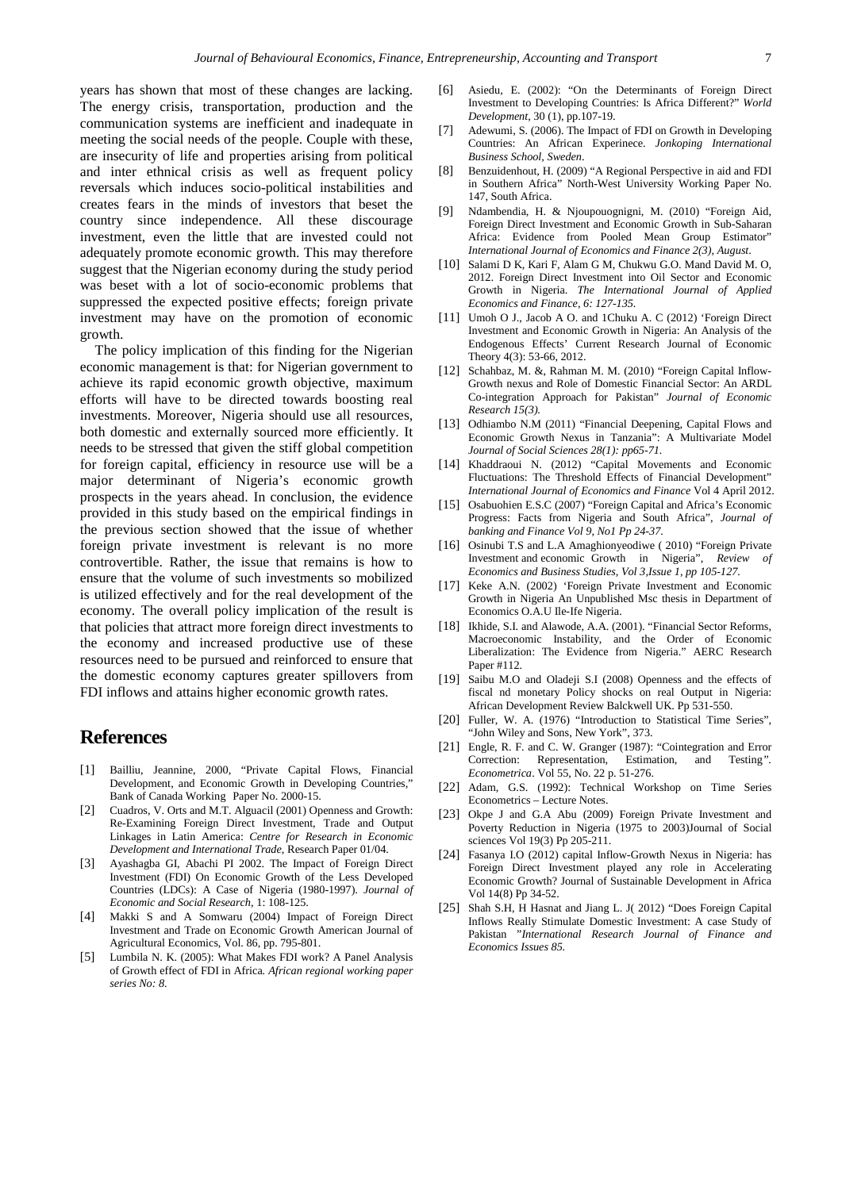years has shown that most of these changes are lacking. The energy crisis, transportation, production and the communication systems are inefficient and inadequate in meeting the social needs of the people. Couple with these, are insecurity of life and properties arising from political and inter ethnical crisis as well as frequent policy reversals which induces socio-political instabilities and creates fears in the minds of investors that beset the country since independence. All these discourage investment, even the little that are invested could not adequately promote economic growth. This may therefore suggest that the Nigerian economy during the study period was beset with a lot of socio-economic problems that suppressed the expected positive effects; foreign private investment may have on the promotion of economic growth.

The policy implication of this finding for the Nigerian economic management is that: for Nigerian government to achieve its rapid economic growth objective, maximum efforts will have to be directed towards boosting real investments. Moreover, Nigeria should use all resources, both domestic and externally sourced more efficiently. It needs to be stressed that given the stiff global competition for foreign capital, efficiency in resource use will be a major determinant of Nigeria's economic growth prospects in the years ahead. In conclusion, the evidence provided in this study based on the empirical findings in the previous section showed that the issue of whether foreign private investment is relevant is no more controvertible. Rather, the issue that remains is how to ensure that the volume of such investments so mobilized is utilized effectively and for the real development of the economy. The overall policy implication of the result is that policies that attract more foreign direct investments to the economy and increased productive use of these resources need to be pursued and reinforced to ensure that the domestic economy captures greater spillovers from FDI inflows and attains higher economic growth rates.

# References

[1] Bailliu, Jeannine, 2000, "Private Capital Flows, Financial Development, and Economic Growth in Developing Countries," Bank of Canada Working Paper No. 2000-15.

[2] Cuadros, V. Orts and M.T. Alguacil (2001) Openness and Growth: Re-Examining Foreign Direct Investment, Trade and Output Linkages in Latin America: *Centre for Research in Economic Development and International Trade*, Research Paper 01/04.

[3] Ayashagba GI, Abachi PI 2002. The Impact of Foreign Direct Investment (FDI) On Economic Growth of the Less Developed Countries (LDCs): A Case of Nigeria (1980-1997). *Journal of Economic and Social Research*, 1: 108-125.

[4] Makki S and A Somwaru (2004) Impact of Foreign Direct Investment and Trade on Economic Growth American Journal of Agricultural Economics, Vol. 86, pp. 795-801.

[5] Lumbila N. K. (2005): What Makes FDI work? A Panel Analysis of Growth effect of FDI in Africa. *African regional working paper series No: 8.*

[6] Asiedu, E. (2002): "On the Determinants of Foreign Direct Investment to Developing Countries: Is Africa Different?" *World Development*, 30 (1), pp.107-19.

[7] Adewumi, S. (2006). The Impact of FDI on Growth in Developing Countries: An African Experinece. *Jonkoping International Business School, Sweden*.

[8] Benzuidenhout, H. (2009) "A Regional Perspective in aid and FDI in Southern Africa" North-West University Working Paper No. 147, South Africa.

[9] Ndambendia, H. & Njoupouognigni, M. (2010) "Foreign Aid, Foreign Direct Investment and Economic Growth in Sub-Saharan Africa: Evidence from Pooled Mean Group Estimator" *International Journal of Economics and Finance 2(3), August*.

[10] Salami D K, Kari F, Alam G M, Chukwu G.O. Mand David M. O, 2012. Foreign Direct Investment into Oil Sector and Economic Growth in Nigeria. *The International Journal of Applied Economics and Finance, 6: 127-135.*

[11] Umoh O J., Jacob A O. and 1Chuku A. C (2012) 'Foreign Direct Investment and Economic Growth in Nigeria: An Analysis of the Endogenous Effects' Current Research Journal of Economic Theory 4(3): 53-66, 2012.

[12] Schahbaz, M. &, Rahman M. M. (2010) "Foreign Capital Inflow-Growth nexus and Role of Domestic Financial Sector: An ARDL Co-integration Approach for Pakistan" *Journal of Economic Research 15(3).*

[13] Odhiambo N.M (2011) "Financial Deepening, Capital Flows and Economic Growth Nexus in Tanzania": A Multivariate Model *Journal of Social Sciences 28(1): pp65-71.*

[14] Khaddraoui N. (2012) "Capital Movements and Economic Fluctuations: The Threshold Effects of Financial Development" *International Journal of Economics and Finance* Vol 4 April 2012.

[15] Osabuohien E.S.C (2007) "Foreign Capital and Africa's Economic Progress: Facts from Nigeria and South Africa", *Journal of banking and Finance Vol 9, No1 Pp 24-37.*

[16] Osinubi T.S and L.A Amaghionyeodiwe ( 2010) "Foreign Private Investment and economic Growth in Nigeria", *Review of Economics and Business Studies, Vol 3,Issue 1, pp 105-127.*

[17] Keke A.N. (2002) 'Foreign Private Investment and Economic Growth in Nigeria An Unpublished Msc thesis in Department of Economics O.A.U Ile-Ife Nigeria.

[18] Ikhide, S.I. and Alawode, A.A. (2001). "Financial Sector Reforms, Macroeconomic Instability, and the Order of Economic Liberalization: The Evidence from Nigeria." AERC Research Paper #112.

[19] Saibu M.O and Oladeji S.I (2008) Openness and the effects of fiscal nd monetary Policy shocks on real Output in Nigeria: African Development Review Balckwell UK. Pp 531-550.

[20] Fuller, W. A. (1976) "Introduction to Statistical Time Series", "John Wiley and Sons, New York", 373.

[21] Engle, R. F. and C. W. Granger (1987): "Cointegration and Error Correction: Representation, Estimation, and Testing*". Econometrica*. Vol 55, No. 22 p. 51-276.

[22] Adam, G.S. (1992): Technical Workshop on Time Series Econometrics – Lecture Notes.

[23] Okpe J and G.A Abu (2009) Foreign Private Investment and Poverty Reduction in Nigeria (1975 to 2003)Journal of Social sciences Vol 19(3) Pp 205-211.

[24] Fasanya I.O (2012) capital Inflow-Growth Nexus in Nigeria: has Foreign Direct Investment played any role in Accelerating Economic Growth? Journal of Sustainable Development in Africa Vol 14(8) Pp 34-52.

[25] Shah S.H, H Hasnat and Jiang L. J( 2012) "Does Foreign Capital Inflows Really Stimulate Domestic Investment: A case Study of Pakistan "*International Research Journal of Finance and Economics Issues 85.*